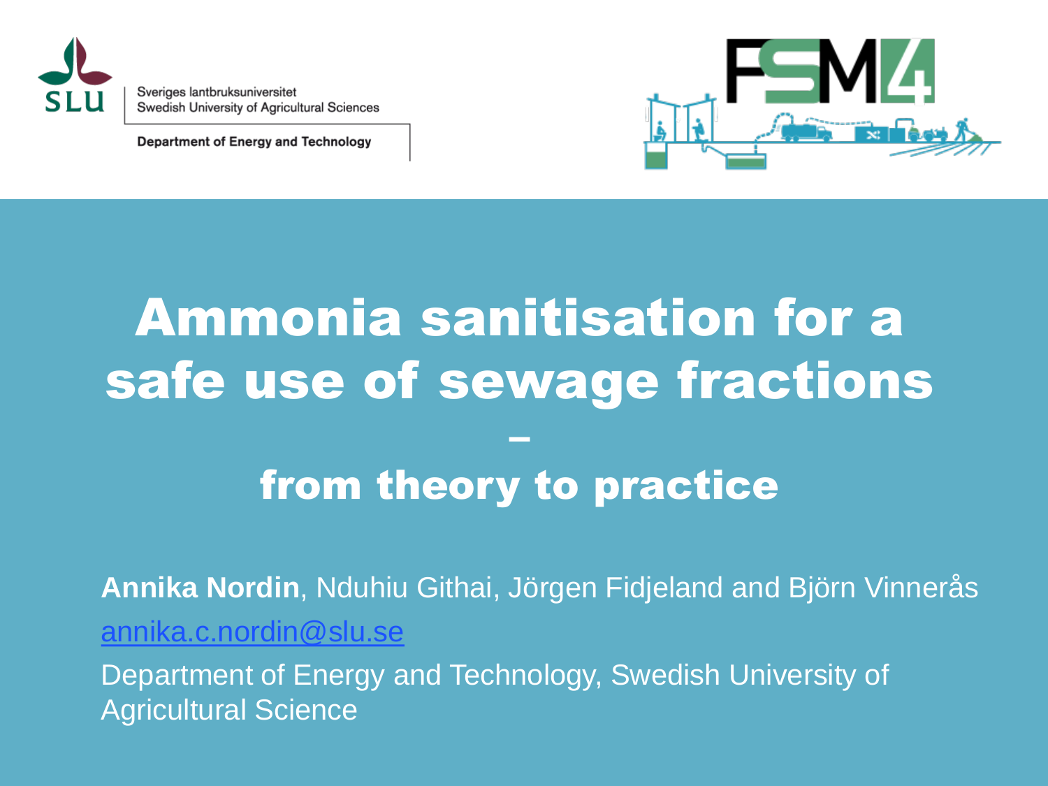Sveriges lantbruksuniversitet
Swedish University of Agricultural Sciences

Department of Energy and Technology

# Ammonia sanitisation for a safe use of sewage fractions – from theory to practice

**Annika Nordin**, Nduhiu Githai, Jörgen Fidjeland and Björn Vinnerås

annika.c.nordin@slu.se

Department of Energy and Technology, Swedish University of Agricultural Science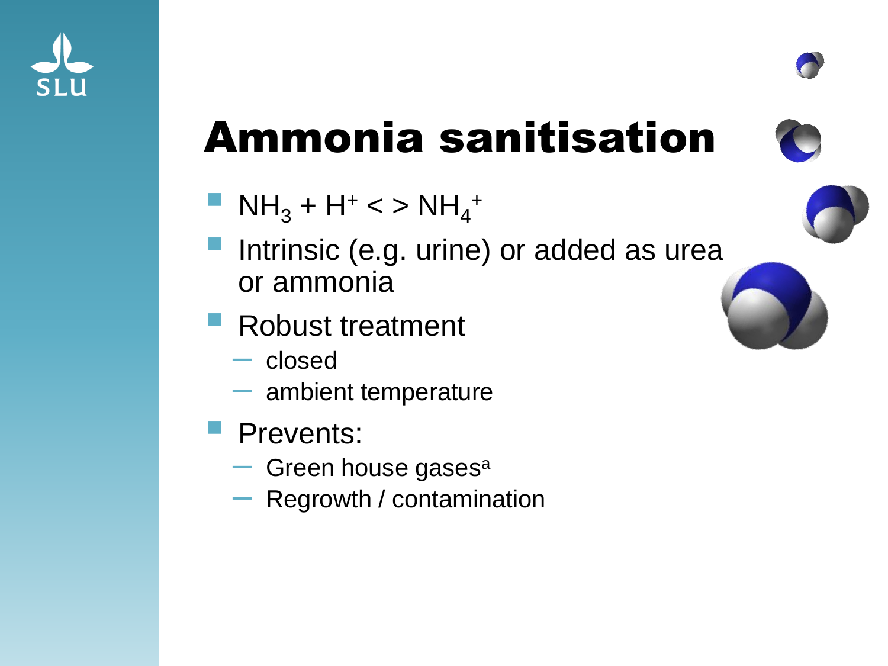# Ammonia sanitisation

- $NH_3 + H^+ <> NH_4^+$
- Intrinsic (e.g. urine) or added as urea or ammonia
- Robust treatment
  - closed
  - ambient temperature
- Prevents:
  - Green house gases[a]
  - Regrowth / contamination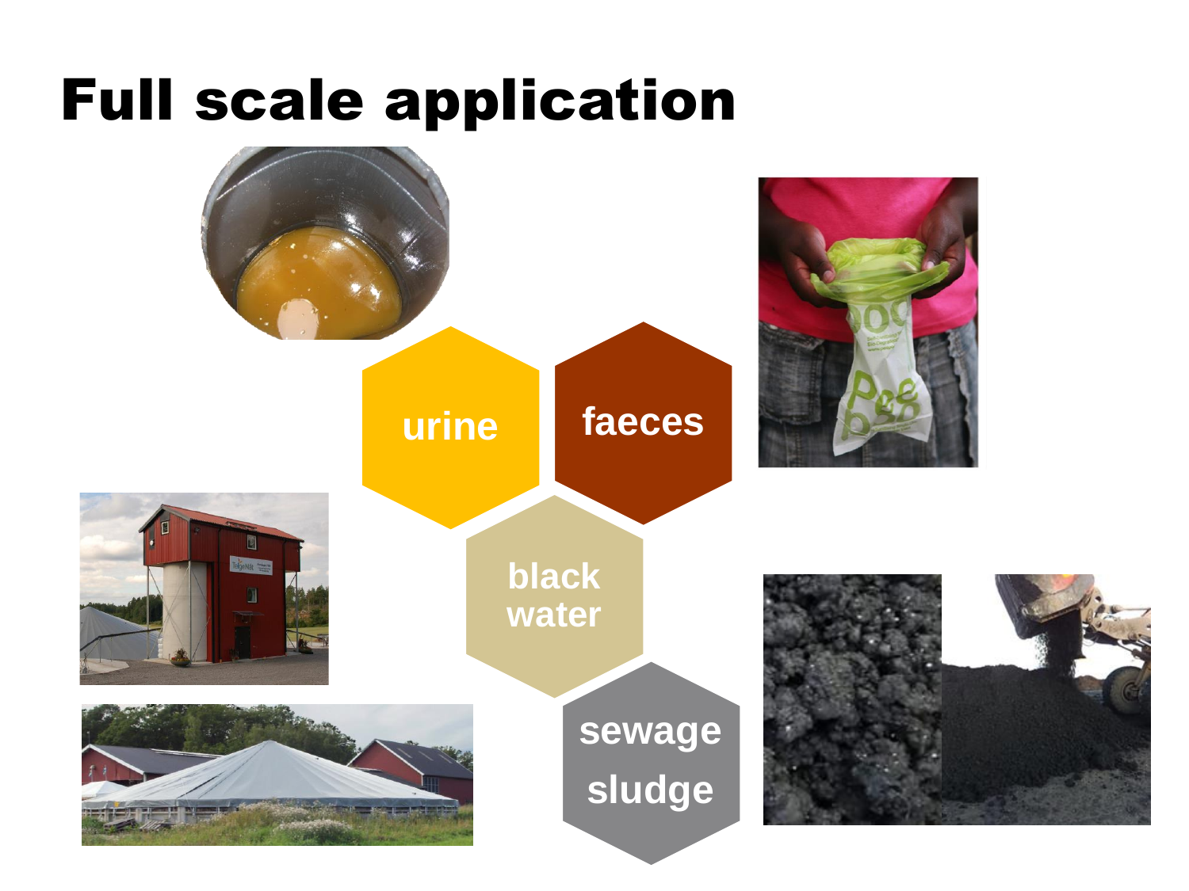# Full scale application

urine

faeces

black water

sewage sludge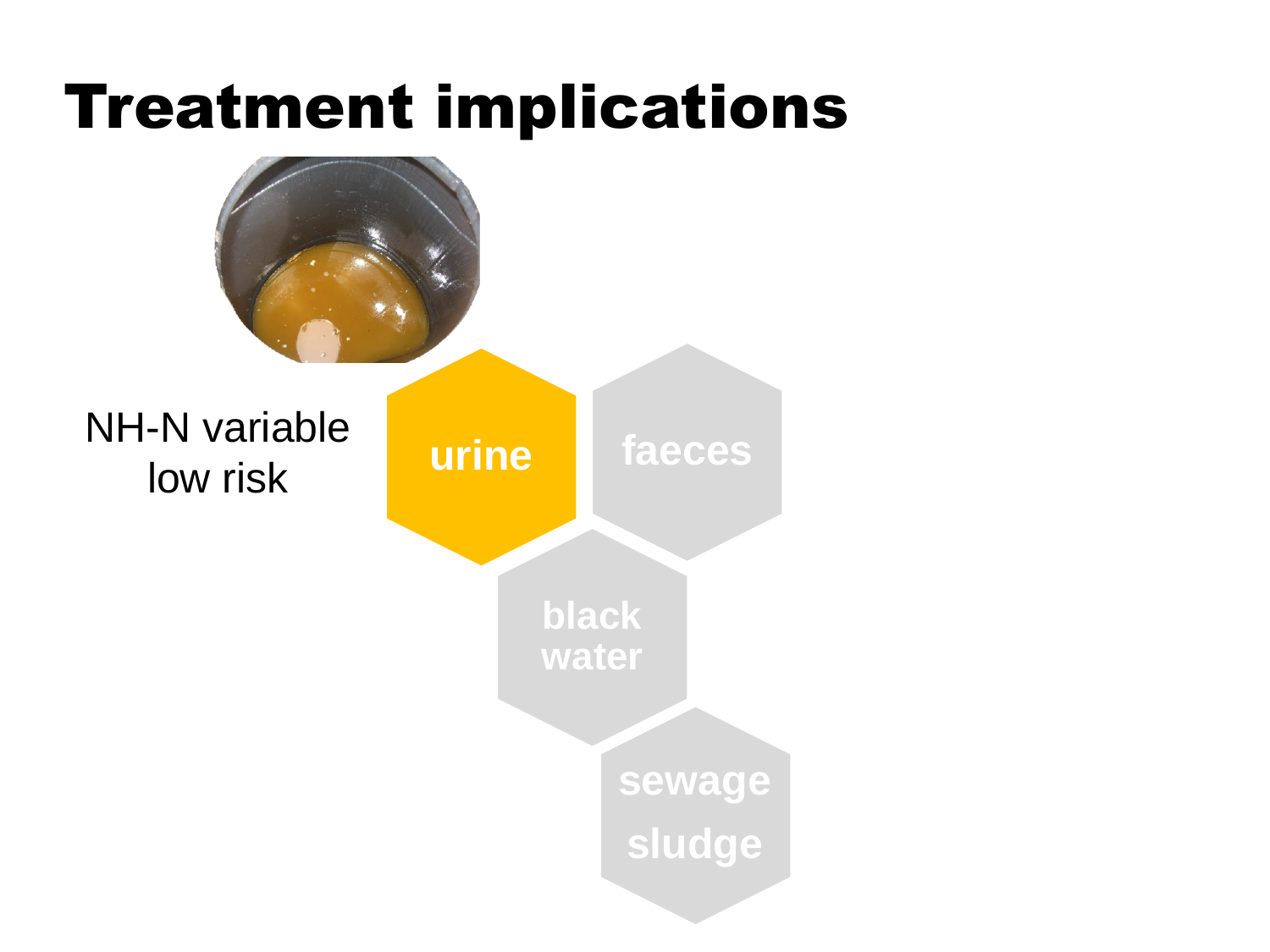# Treatment implications

NH-N variable
low risk

urine

faeces

black water

sewage sludge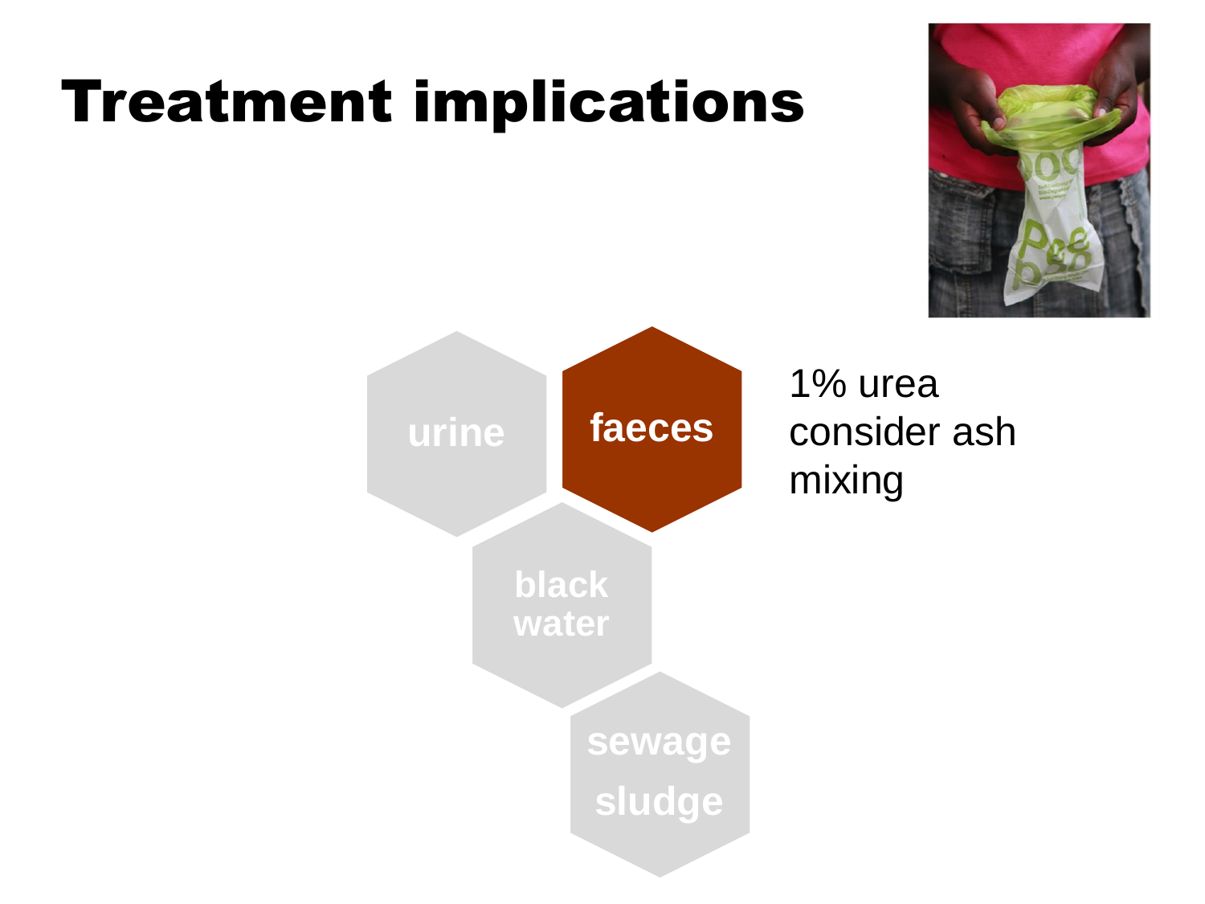# Treatment implications

urine

faeces

black water

sewage sludge

1% urea
consider ash
mixing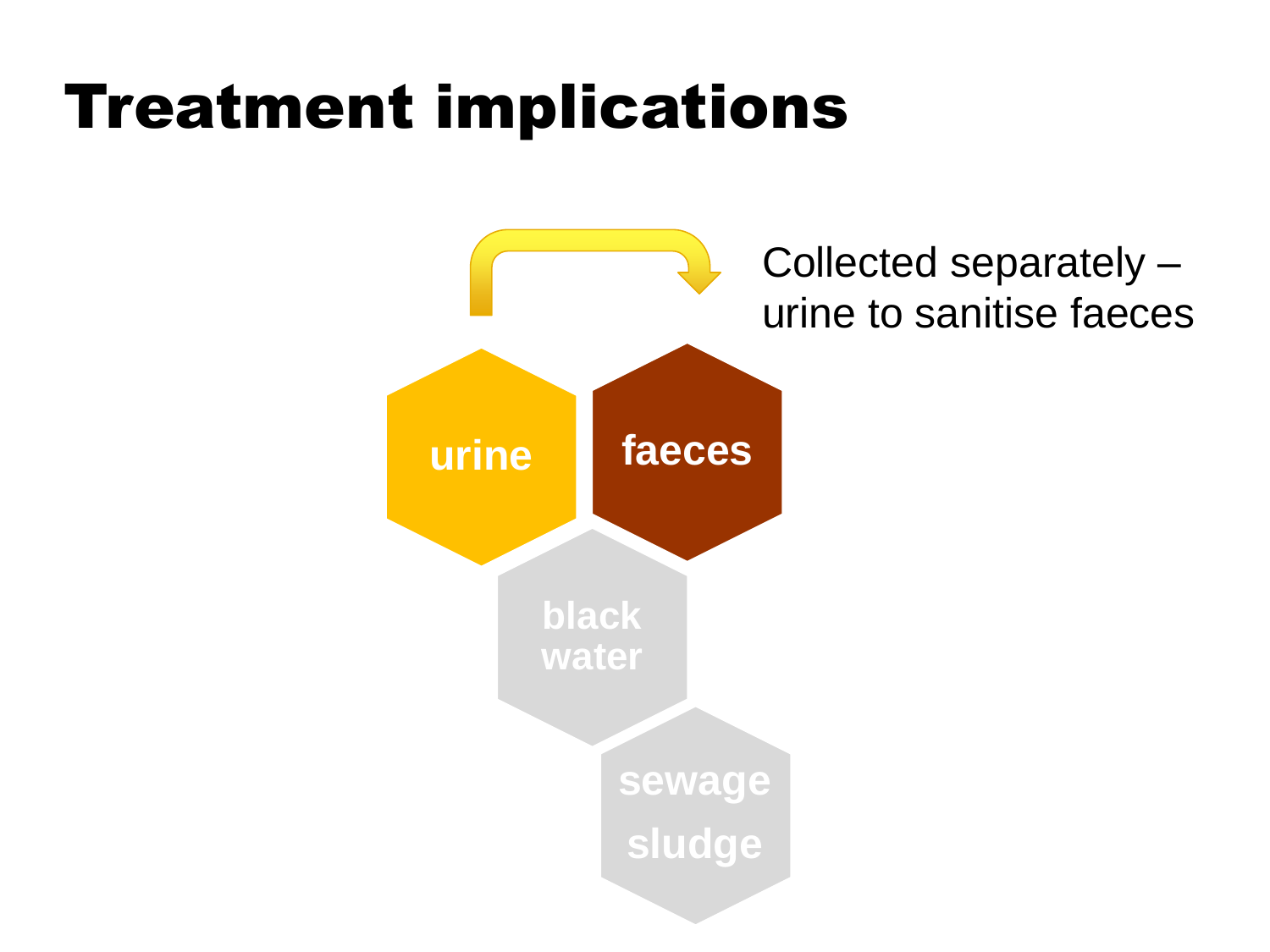# Treatment implications

Collected separately – urine to sanitise faeces

urine

faeces

black water

sewage sludge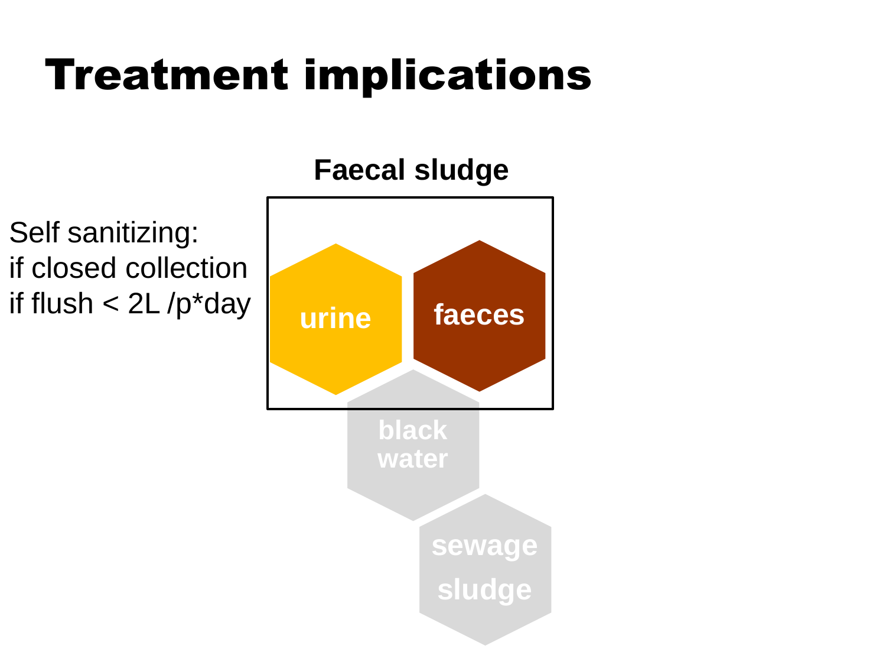# Treatment implications

**Faecal sludge**

Self sanitizing:
if closed collection
if flush < 2L /p*day

urine

faeces

black water

sewage sludge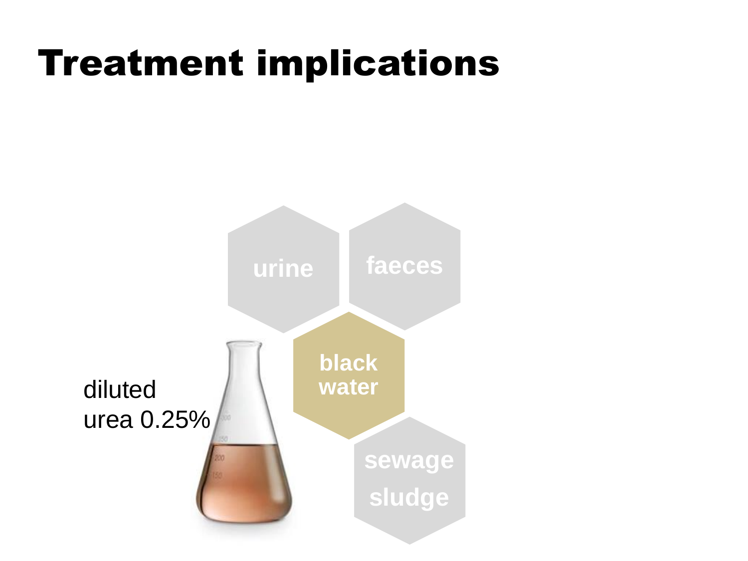# Treatment implications

urine

faeces

black water

sewage sludge

diluted urea 0.25%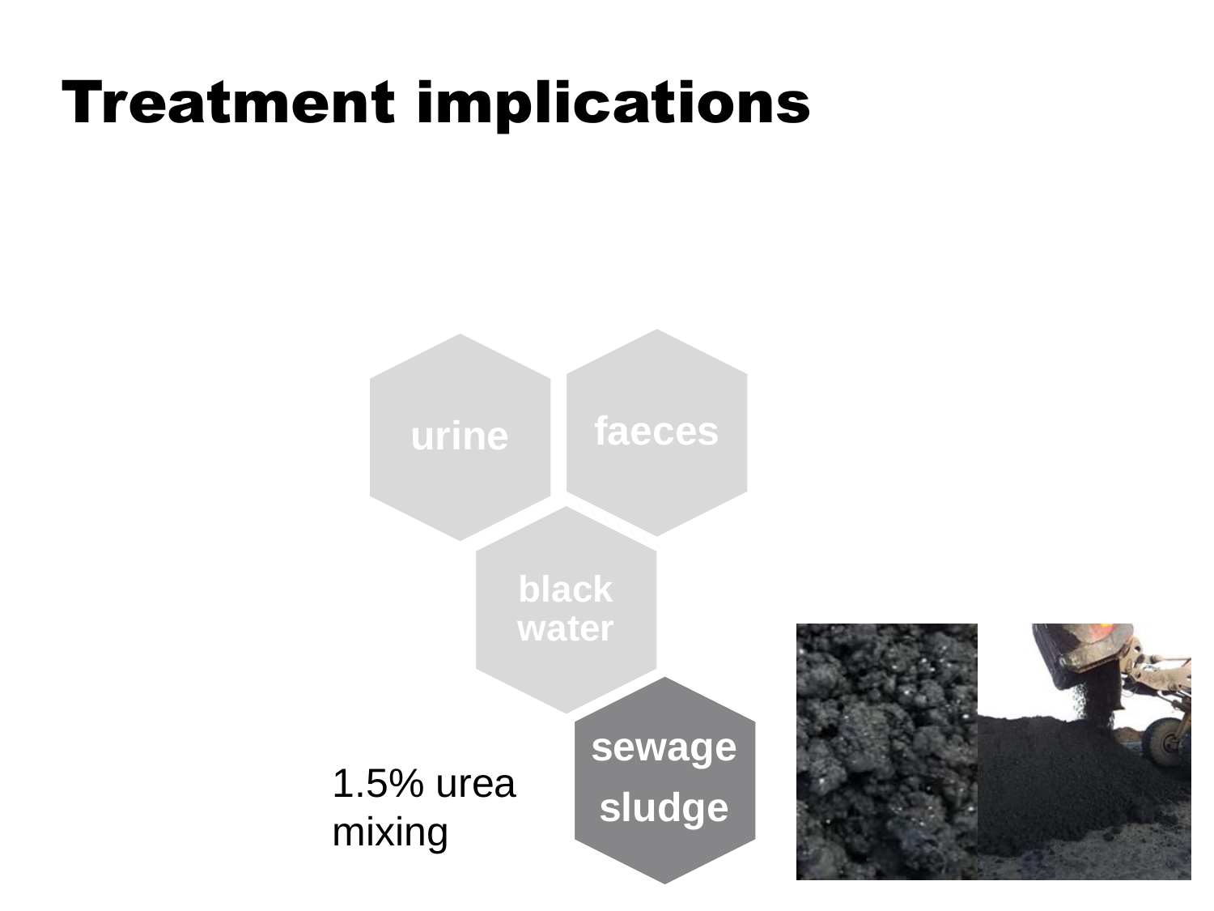# Treatment implications

urine

faeces

black water

sewage sludge

1.5% urea mixing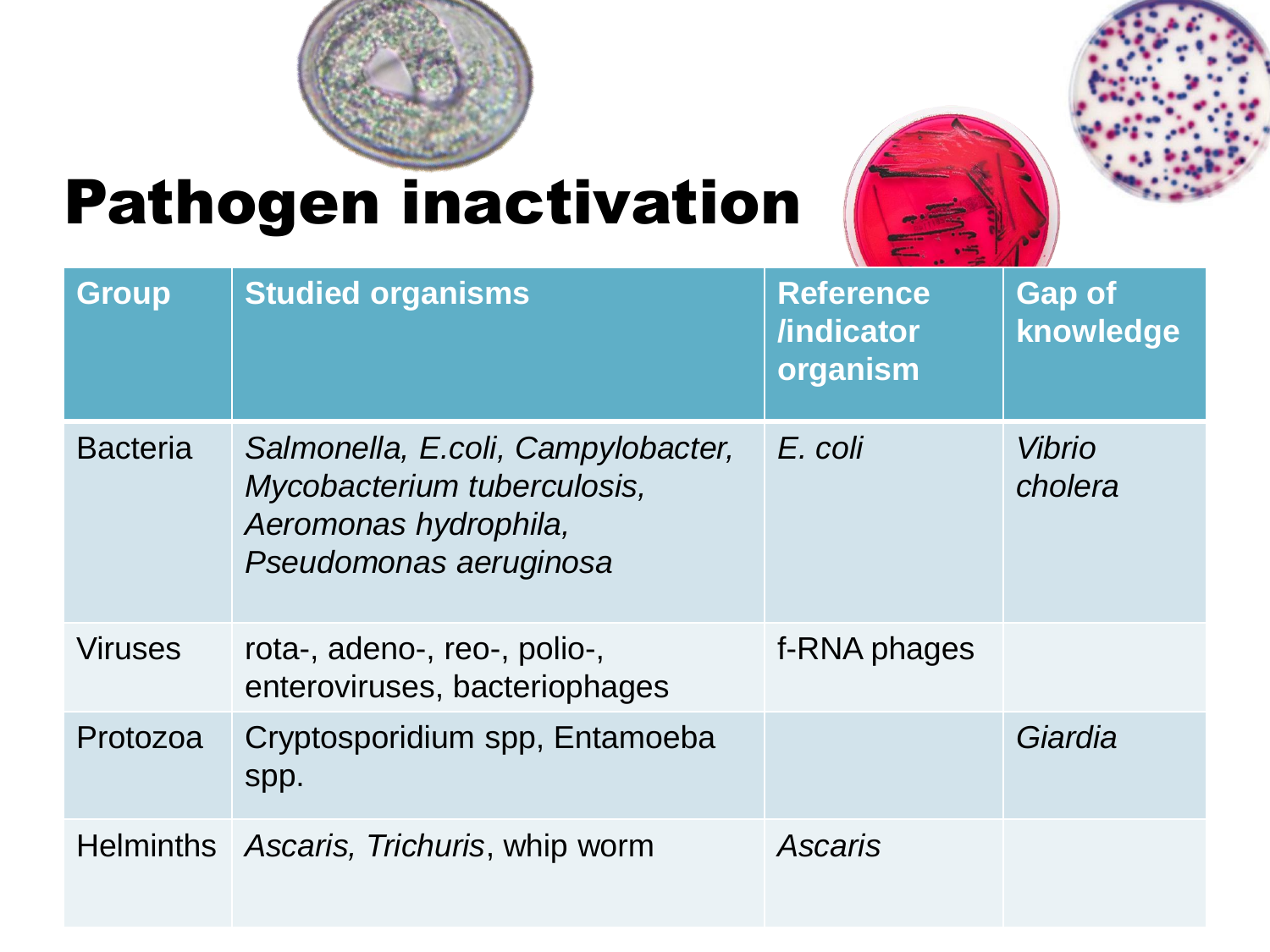# Pathogen inactivation

| Group | Studied organisms | Reference /indicator organism | Gap of knowledge |
|---|---|---|---|
| Bacteria | *Salmonella, E.coli, Campylobacter, Mycobacterium tuberculosis, Aeromonas hydrophila, Pseudomonas aeruginosa* | *E. coli* | *Vibrio cholera* |
| Viruses | rota-, adeno-, reo-, polio-, enteroviruses, bacteriophages | f-RNA phages | |
| Protozoa | Cryptosporidium spp, Entamoeba spp. | | *Giardia* |
| Helminths | *Ascaris, Trichuris*, whip worm | *Ascaris* | |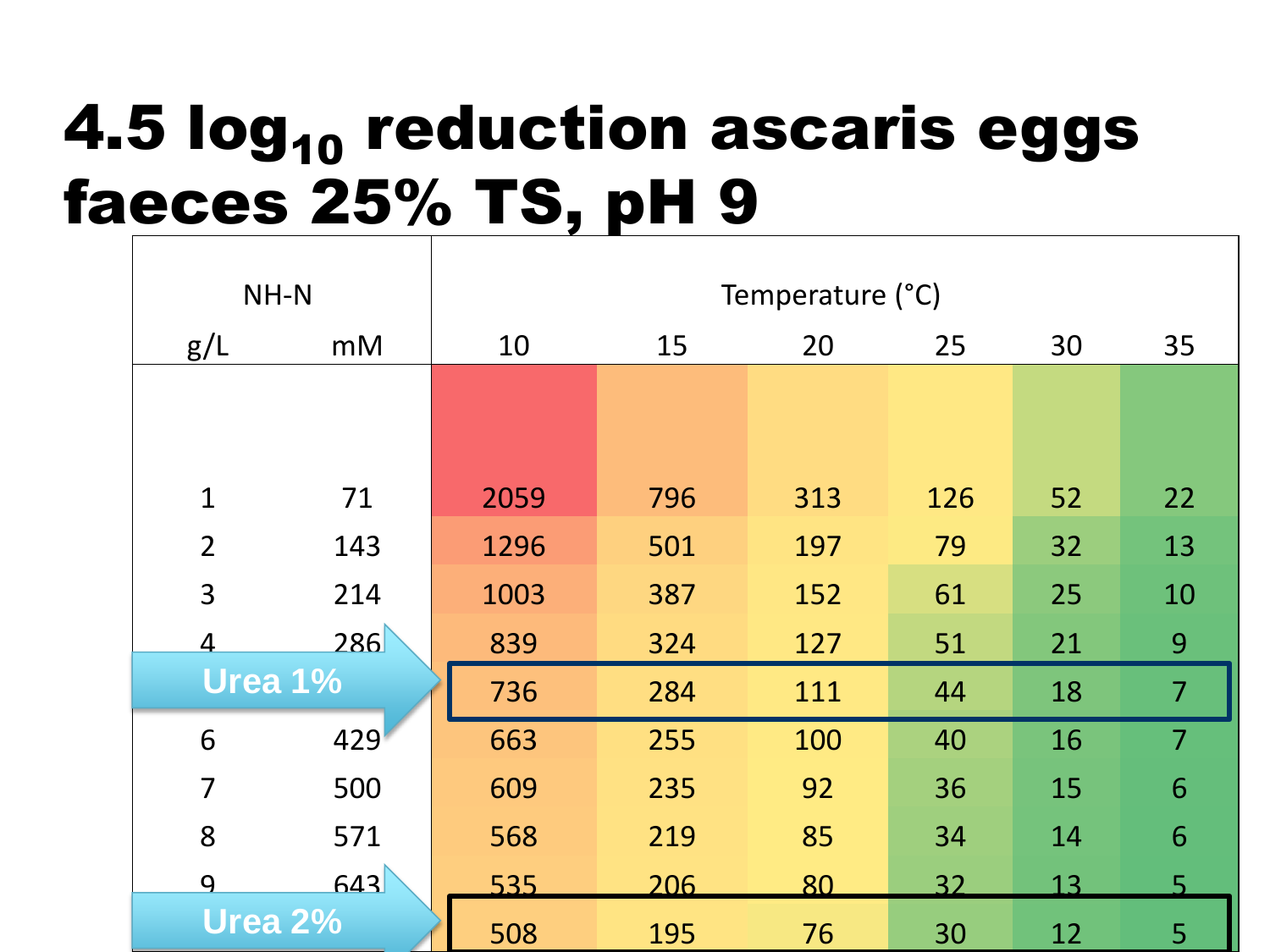# 4.5 $\log_{10}$ reduction ascaris eggs faeces 25% TS, pH 9

| NH-N | | Temperature (°C) | | | | | |
|---|---|---|---|---|---|---|---|
| g/L | mM | 10 | 15 | 20 | 25 | 30 | 35 |
| 1 | 71 | 2059 | 796 | 313 | 126 | 52 | 22 |
| 2 | 143 | 1296 | 501 | 197 | 79 | 32 | 13 |
| 3 | 214 | 1003 | 387 | 152 | 61 | 25 | 10 |
| 4 | 286 | 839 | 324 | 127 | 51 | 21 | 9 |
| Urea 1% | | 736 | 284 | 111 | 44 | 18 | 7 |
| 6 | 429 | 663 | 255 | 100 | 40 | 16 | 7 |
| 7 | 500 | 609 | 235 | 92 | 36 | 15 | 6 |
| 8 | 571 | 568 | 219 | 85 | 34 | 14 | 6 |
| 9 | 643 | 535 | 206 | 80 | 32 | 13 | 5 |
| Urea 2% | | 508 | 195 | 76 | 30 | 12 | 5 |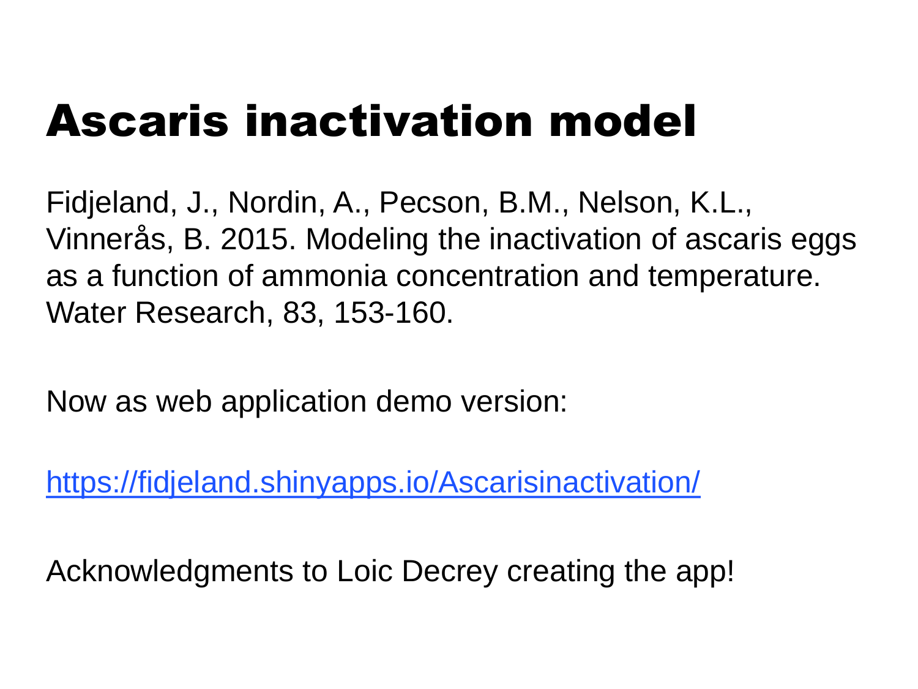# Ascaris inactivation model

Fidjeland, J., Nordin, A., Pecson, B.M., Nelson, K.L., Vinnerås, B. 2015. Modeling the inactivation of ascaris eggs as a function of ammonia concentration and temperature. Water Research, 83, 153-160.

Now as web application demo version:

[https://fidjeland.shinyapps.io/Ascarisinactivation/](https://fidjeland.shinyapps.io/Ascarisinactivation/)

Acknowledgments to Loic Decrey creating the app!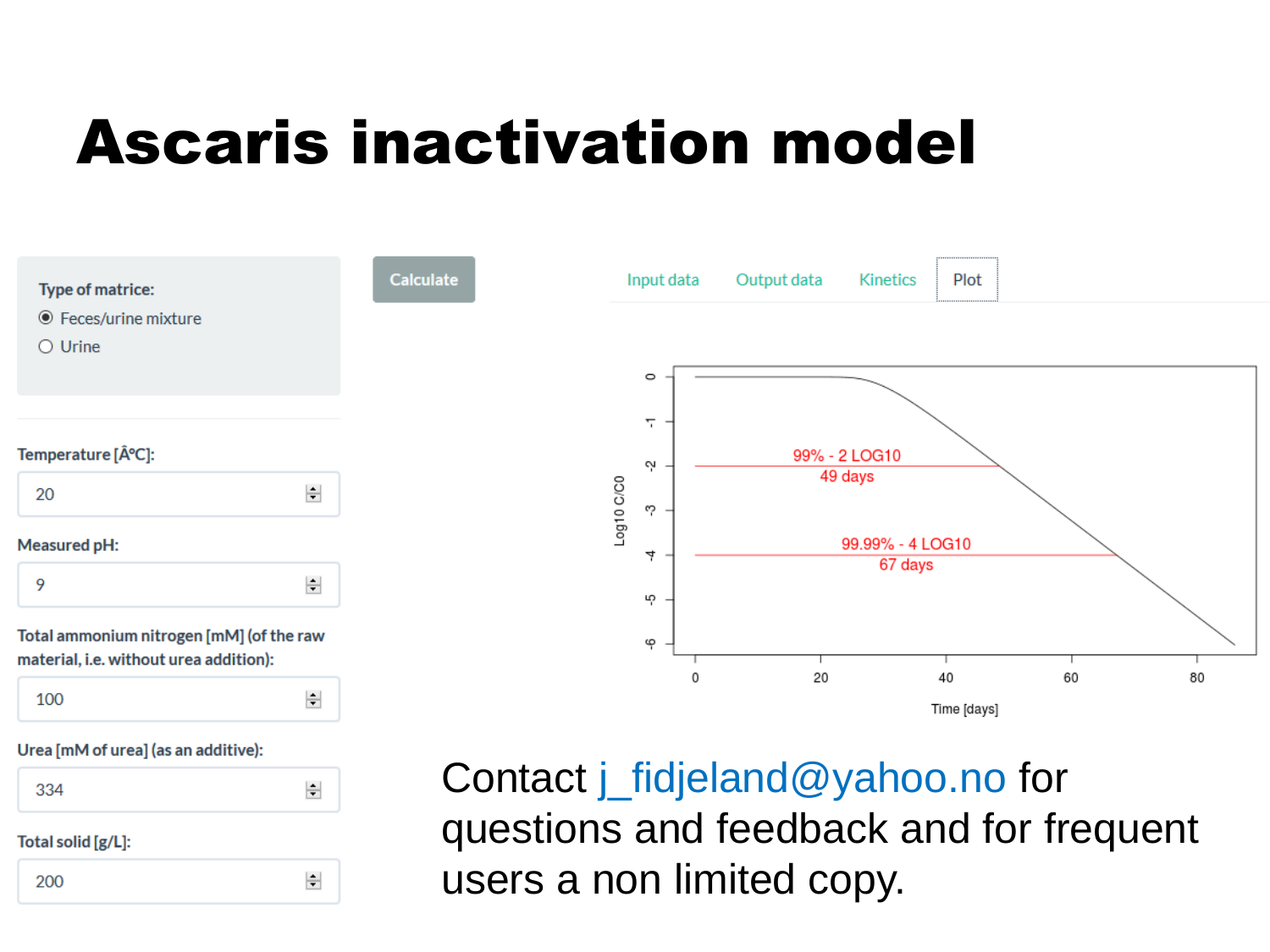# Ascaris inactivation model

Type of matrice:

- (•) Feces/urine mixture
- ( ) Urine

Temperature [Â°C]:

20

Measured pH:

9

Total ammonium nitrogen [mM] (of the raw material, i.e. without urea addition):

100

Urea [mM of urea] (as an additive):

334

Total solid [g/L]:

200

Calculate

Input data | Output data | Kinetics | Plot

99% - 2 LOG10
49 days

99.99% - 4 LOG10
67 days

Log10 C/C0

Time [days]

Contact j_fidjeland@yahoo.no for questions and feedback and for frequent users a non limited copy.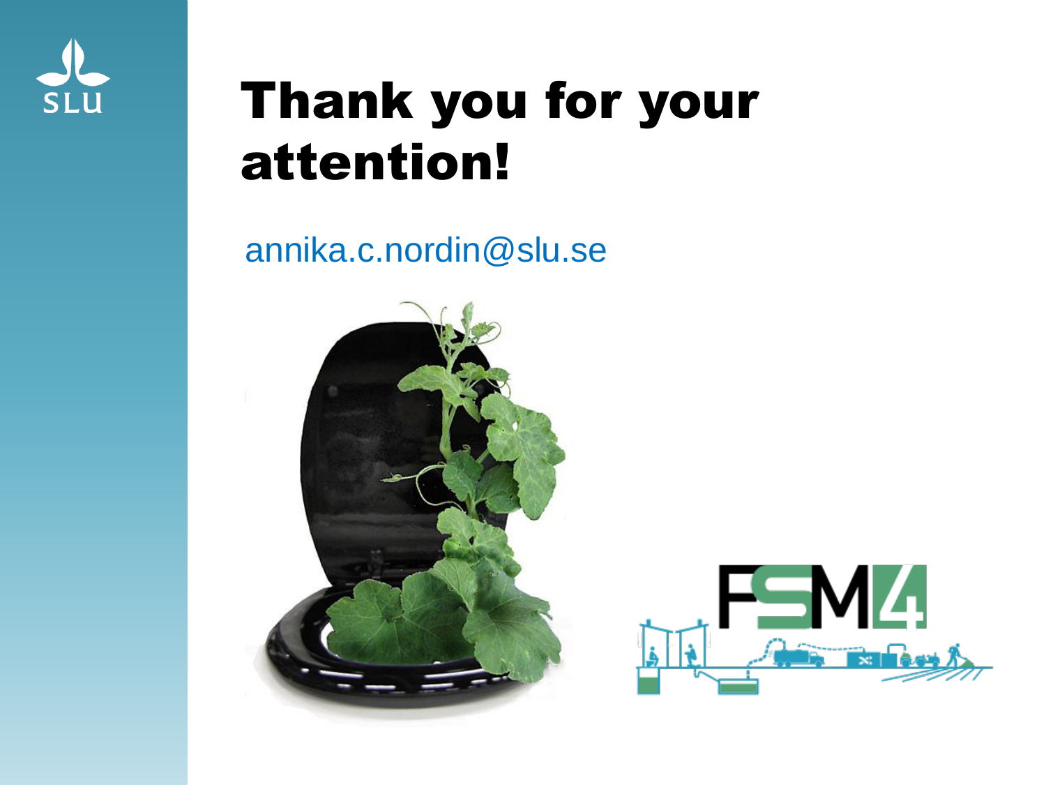# Thank you for your attention!

annika.c.nordin@slu.se